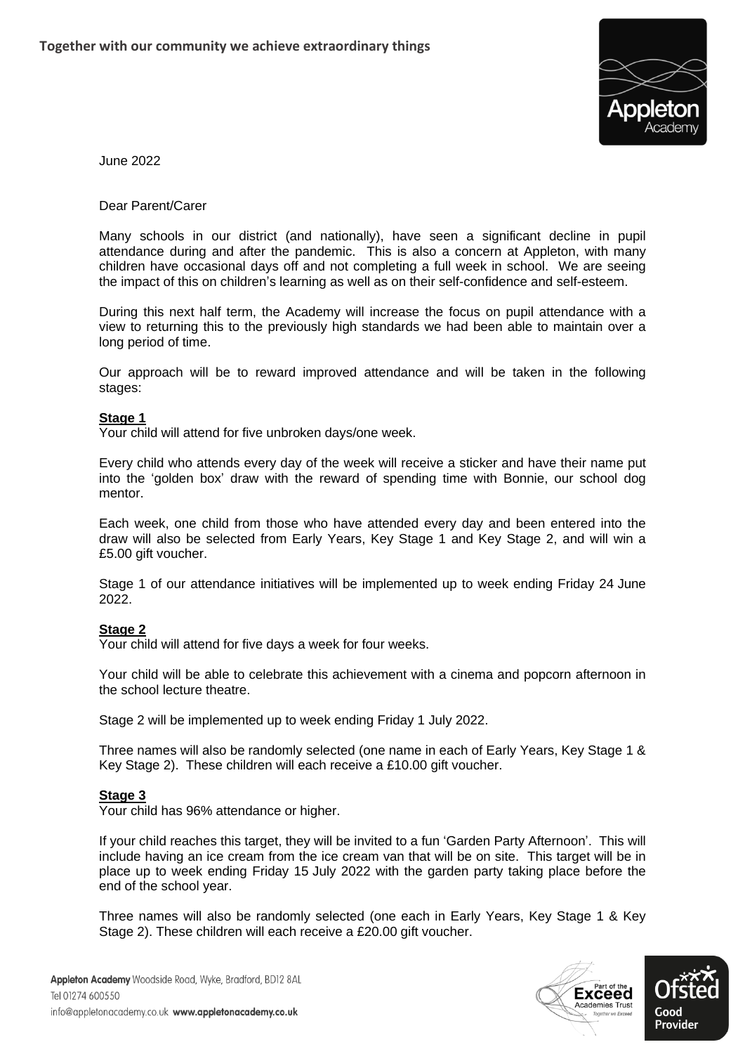**Together with our community we achieve extraordinary things**

June 2022

Dear Parent/Carer

Many schools in our district (and nationally), have seen a significant decline in pupil attendance during and after the pandemic. This is also a concern at Appleton, with many children have occasional days off and not completing a full week in school. We are seeing the impact of this on children's learning as well as on their self-confidence and self-esteem.

During this next half term, the Academy will increase the focus on pupil attendance with a view to returning this to the previously high standards we had been able to maintain over a long period of time.

Our approach will be to reward improved attendance and will be taken in the following stages:

**Stage 1**

Your child will attend for five unbroken days/one week.

Every child who attends every day of the week will receive a sticker and have their name put into the 'golden box' draw with the reward of spending time with Bonnie, our school dog mentor.

Each week, one child from those who have attended every day and been entered into the draw will also be selected from Early Years, Key Stage 1 and Key Stage 2, and will win a £5.00 gift voucher.

Stage 1 of our attendance initiatives will be implemented up to week ending Friday 24 June 2022.

**Stage 2**

Your child will attend for five days a week for four weeks.

Your child will be able to celebrate this achievement with a cinema and popcorn afternoon in the school lecture theatre.

Stage 2 will be implemented up to week ending Friday 1 July 2022.

Three names will also be randomly selected (one name in each of Early Years, Key Stage 1 & Key Stage 2). These children will each receive a £10.00 gift voucher.

**Stage 3**

Your child has 96% attendance or higher.

If your child reaches this target, they will be invited to a fun 'Garden Party Afternoon'. This will include having an ice cream from the ice cream van that will be on site. This target will be in place up to week ending Friday 15 July 2022 with the garden party taking place before the end of the school year.

Three names will also be randomly selected (one each in Early Years, Key Stage 1 & Key Stage 2). These children will each receive a £20.00 gift voucher.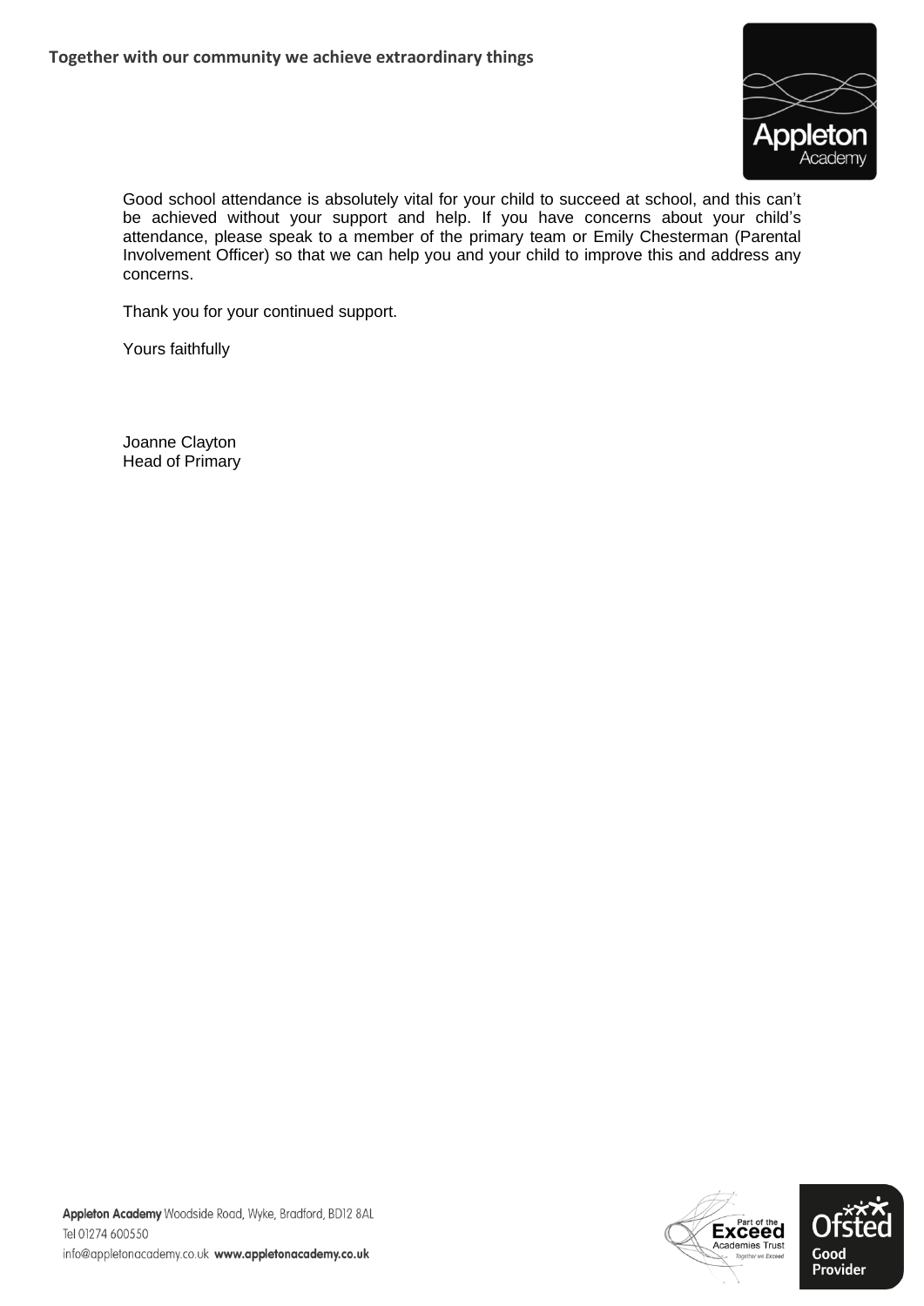Good school attendance is absolutely vital for your child to succeed at school, and this can't be achieved without your support and help. If you have concerns about your child's attendance, please speak to a member of the primary team or Emily Chesterman (Parental Involvement Officer) so that we can help you and your child to improve this and address any concerns.

Thank you for your continued support.

Yours faithfully

Joanne Clayton
Head of Primary